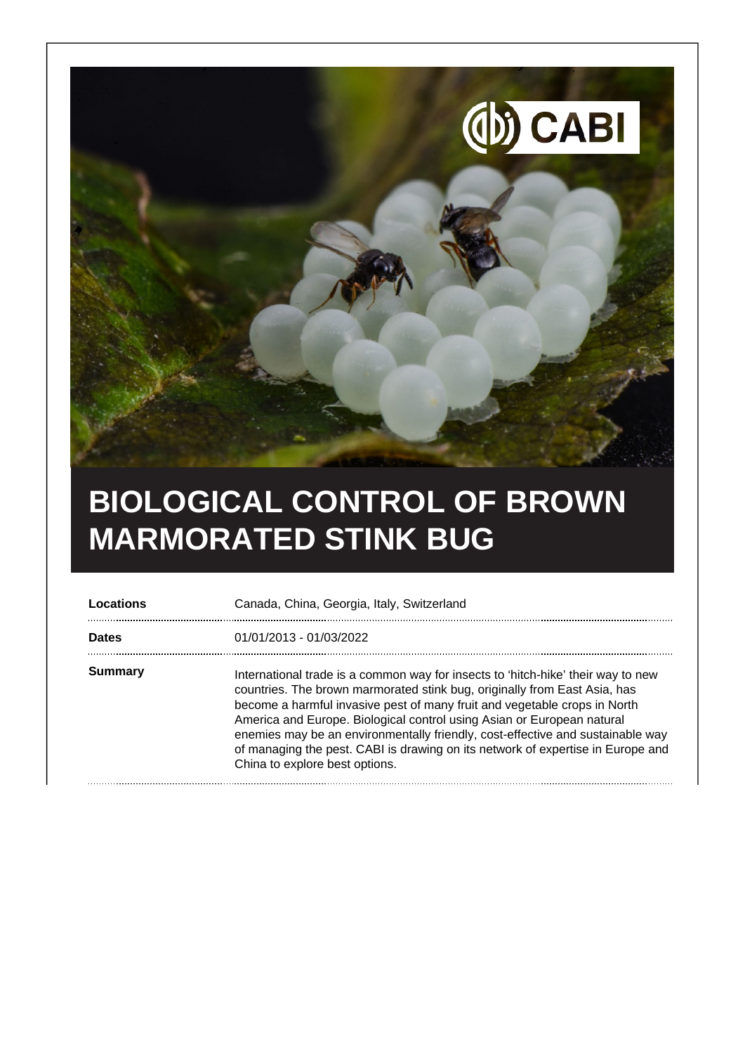# BIOLOGICAL CONTROL OF BROWN MARMORATED STINK BUG

| | |
|---|---|
| **Locations** | Canada, China, Georgia, Italy, Switzerland |
| **Dates** | 01/01/2013 - 01/03/2022 |
| **Summary** | International trade is a common way for insects to 'hitch-hike' their way to new countries. The brown marmorated stink bug, originally from East Asia, has become a harmful invasive pest of many fruit and vegetable crops in North America and Europe. Biological control using Asian or European natural enemies may be an environmentally friendly, cost-effective and sustainable way of managing the pest. CABI is drawing on its network of expertise in Europe and China to explore best options. |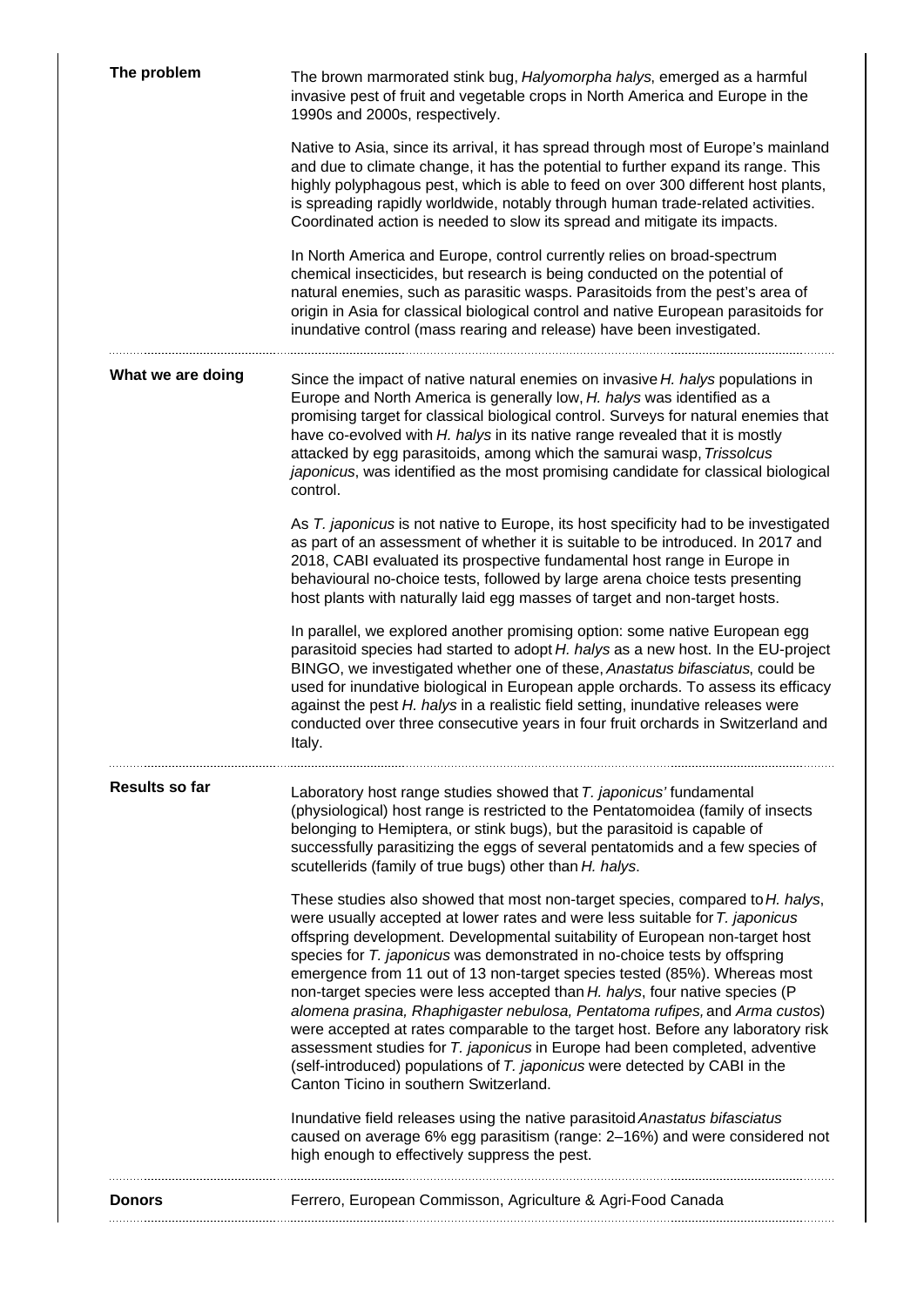**The problem**

The brown marmorated stink bug, *Halyomorpha halys*, emerged as a harmful invasive pest of fruit and vegetable crops in North America and Europe in the 1990s and 2000s, respectively.

Native to Asia, since its arrival, it has spread through most of Europe's mainland and due to climate change, it has the potential to further expand its range. This highly polyphagous pest, which is able to feed on over 300 different host plants, is spreading rapidly worldwide, notably through human trade-related activities. Coordinated action is needed to slow its spread and mitigate its impacts.

In North America and Europe, control currently relies on broad-spectrum chemical insecticides, but research is being conducted on the potential of natural enemies, such as parasitic wasps. Parasitoids from the pest's area of origin in Asia for classical biological control and native European parasitoids for inundative control (mass rearing and release) have been investigated.

**What we are doing**

Since the impact of native natural enemies on invasive *H. halys* populations in Europe and North America is generally low, *H. halys* was identified as a promising target for classical biological control. Surveys for natural enemies that have co-evolved with *H. halys* in its native range revealed that it is mostly attacked by egg parasitoids, among which the samurai wasp, *Trissolcus japonicus*, was identified as the most promising candidate for classical biological control.

As *T. japonicus* is not native to Europe, its host specificity had to be investigated as part of an assessment of whether it is suitable to be introduced. In 2017 and 2018, CABI evaluated its prospective fundamental host range in Europe in behavioural no-choice tests, followed by large arena choice tests presenting host plants with naturally laid egg masses of target and non-target hosts.

In parallel, we explored another promising option: some native European egg parasitoid species had started to adopt *H. halys* as a new host. In the EU-project BINGO, we investigated whether one of these, *Anastatus bifasciatus*, could be used for inundative biological in European apple orchards. To assess its efficacy against the pest *H. halys* in a realistic field setting, inundative releases were conducted over three consecutive years in four fruit orchards in Switzerland and Italy.

**Results so far**

Laboratory host range studies showed that *T. japonicus'* fundamental (physiological) host range is restricted to the Pentatomoidea (family of insects belonging to Hemiptera, or stink bugs), but the parasitoid is capable of successfully parasitizing the eggs of several pentatomids and a few species of scutellerids (family of true bugs) other than *H. halys*.

These studies also showed that most non-target species, compared to *H. halys*, were usually accepted at lower rates and were less suitable for *T. japonicus* offspring development. Developmental suitability of European non-target host species for *T. japonicus* was demonstrated in no-choice tests by offspring emergence from 11 out of 13 non-target species tested (85%). Whereas most non-target species were less accepted than *H. halys*, four native species (*P alomena prasina, Rhaphigaster nebulosa, Pentatoma rufipes,* and *Arma custos*) were accepted at rates comparable to the target host. Before any laboratory risk assessment studies for *T. japonicus* in Europe had been completed, adventive (self-introduced) populations of *T. japonicus* were detected by CABI in the Canton Ticino in southern Switzerland.

Inundative field releases using the native parasitoid *Anastatus bifasciatus* caused on average 6% egg parasitism (range: 2–16%) and were considered not high enough to effectively suppress the pest.

**Donors**

Ferrero, European Commisson, Agriculture & Agri-Food Canada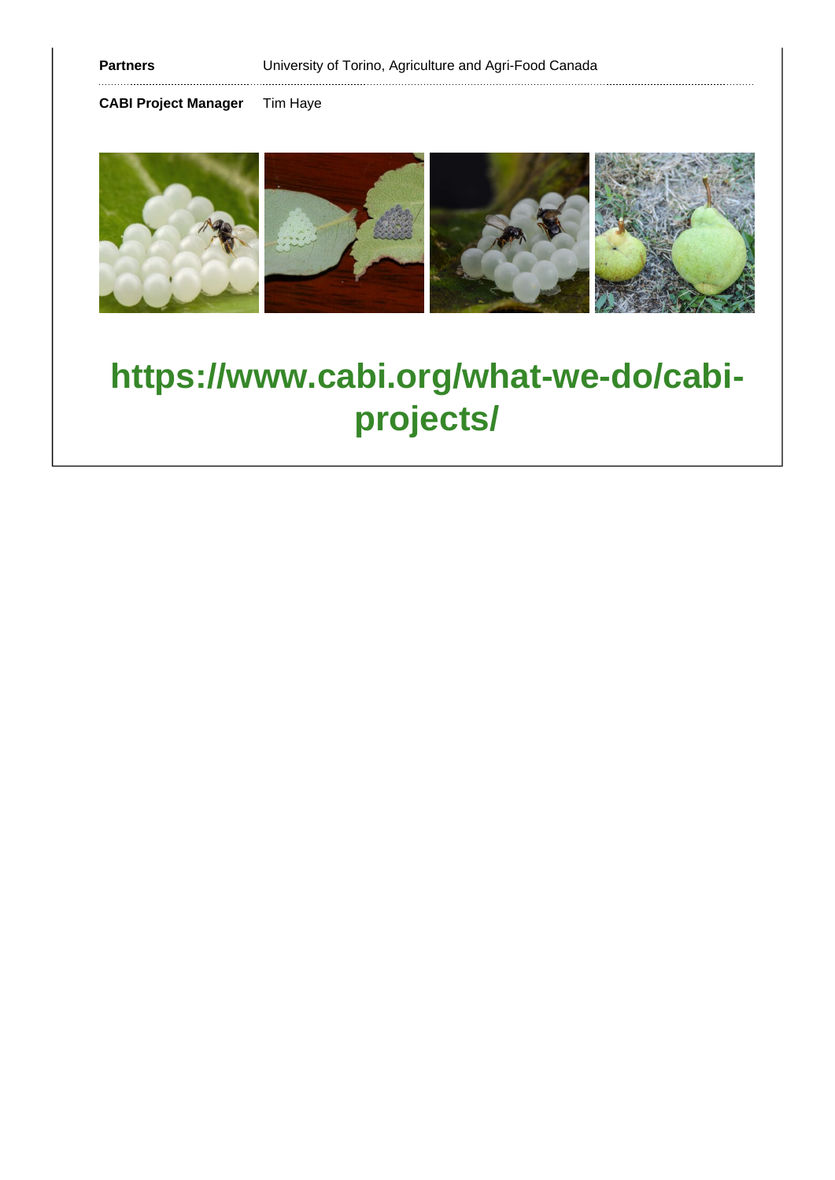| | |
|---|---|
| **Partners** | University of Torino, Agriculture and Agri-Food Canada |
| **CABI Project Manager** | Tim Haye |

## https://www.cabi.org/what-we-do/cabi-projects/